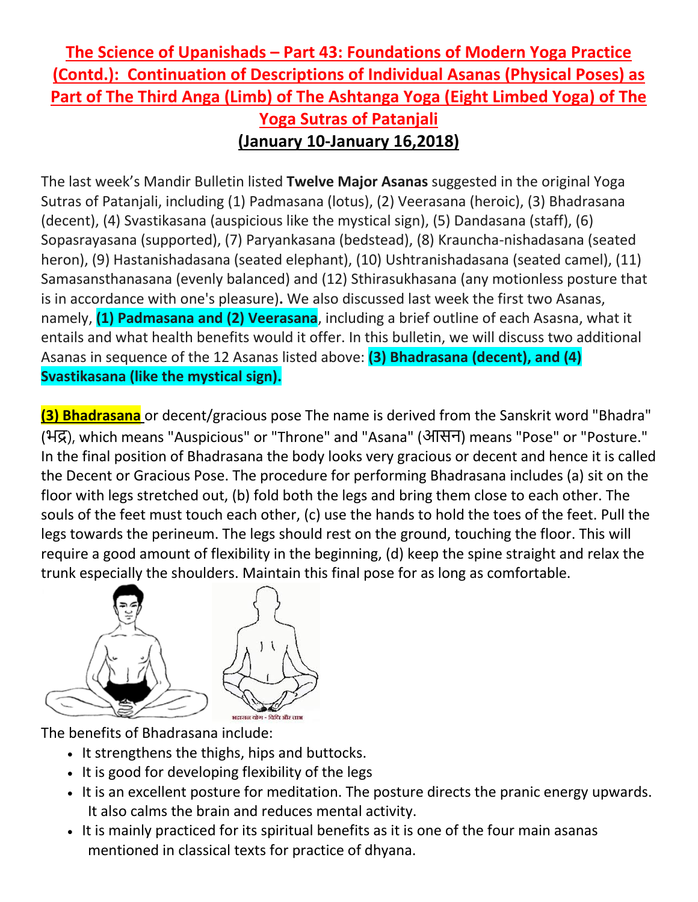# The Science of Upanishads – Part 43: Foundations of Modern Yoga Practice (Contd.): Continuation of Descriptions of Individual Asanas (Physical Poses) as Part of The Third Anga (Limb) of The Ashtanga Yoga (Eight Limbed Yoga) of The Yoga Sutras of Patanjali

## (January 10-January 16,2018)

The last week's Mandir Bulletin listed **Twelve Major Asanas** suggested in the original Yoga Sutras of Patanjali, including (1) Padmasana (lotus), (2) Veerasana (heroic), (3) Bhadrasana (decent), (4) Svastikasana (auspicious like the mystical sign), (5) Dandasana (staff), (6) Sopasrayasana (supported), (7) Paryankasana (bedstead), (8) Krauncha-nishadasana (seated heron), (9) Hastanishadasana (seated elephant), (10) Ushtranishadasana (seated camel), (11) Samasansthanasana (evenly balanced) and (12) Sthirasukhasana (any motionless posture that is in accordance with one's pleasure)**.** We also discussed last week the first two Asanas, namely, **(1) Padmasana and (2) Veerasana**, including a brief outline of each Asasna, what it entails and what health benefits would it offer. In this bulletin, we will discuss two additional Asanas in sequence of the 12 Asanas listed above: **(3) Bhadrasana (decent), and (4) Svastikasana (like the mystical sign).**

**(3) Bhadrasana** or decent/gracious pose The name is derived from the Sanskrit word "Bhadra" (भद्र), which means "Auspicious" or "Throne" and "Asana" (आसन) means "Pose" or "Posture." In the final position of Bhadrasana the body looks very gracious or decent and hence it is called the Decent or Gracious Pose. The procedure for performing Bhadrasana includes (a) sit on the floor with legs stretched out, (b) fold both the legs and bring them close to each other. The souls of the feet must touch each other, (c) use the hands to hold the toes of the feet. Pull the legs towards the perineum. The legs should rest on the ground, touching the floor. This will require a good amount of flexibility in the beginning, (d) keep the spine straight and relax the trunk especially the shoulders. Maintain this final pose for as long as comfortable.

भद्रासन योग - विधि और लाभ

The benefits of Bhadrasana include:

- It strengthens the thighs, hips and buttocks.
- It is good for developing flexibility of the legs
- It is an excellent posture for meditation. The posture directs the pranic energy upwards. It also calms the brain and reduces mental activity.
- It is mainly practiced for its spiritual benefits as it is one of the four main asanas mentioned in classical texts for practice of dhyana.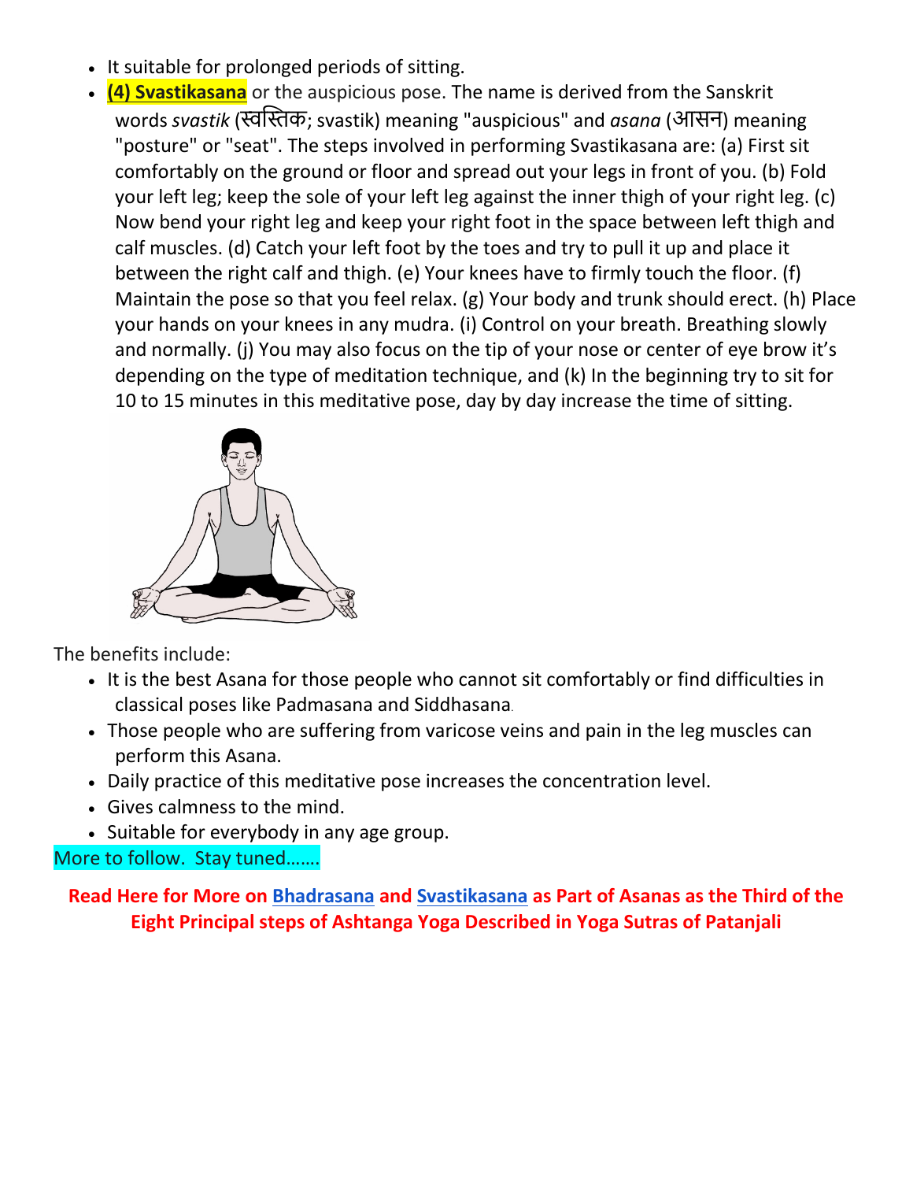- It suitable for prolonged periods of sitting.
- **(4) Svastikasana** or the auspicious pose. The name is derived from the Sanskrit words *svastik* (स्वस्तिक; svastik) meaning "auspicious" and *asana* (आसन) meaning "posture" or "seat". The steps involved in performing Svastikasana are: (a) First sit comfortably on the ground or floor and spread out your legs in front of you. (b) Fold your left leg; keep the sole of your left leg against the inner thigh of your right leg. (c) Now bend your right leg and keep your right foot in the space between left thigh and calf muscles. (d) Catch your left foot by the toes and try to pull it up and place it between the right calf and thigh. (e) Your knees have to firmly touch the floor. (f) Maintain the pose so that you feel relax. (g) Your body and trunk should erect. (h) Place your hands on your knees in any mudra. (i) Control on your breath. Breathing slowly and normally. (j) You may also focus on the tip of your nose or center of eye brow it's depending on the type of meditation technique, and (k) In the beginning try to sit for 10 to 15 minutes in this meditative pose, day by day increase the time of sitting.

The benefits include:

- It is the best Asana for those people who cannot sit comfortably or find difficulties in classical poses like Padmasana and Siddhasana.
- Those people who are suffering from varicose veins and pain in the leg muscles can perform this Asana.
- Daily practice of this meditative pose increases the concentration level.
- Gives calmness to the mind.
- Suitable for everybody in any age group.

More to follow. Stay tuned…….

**Read Here for More on Bhadrasana and Svastikasana as Part of Asanas as the Third of the Eight Principal steps of Ashtanga Yoga Described in Yoga Sutras of Patanjali**